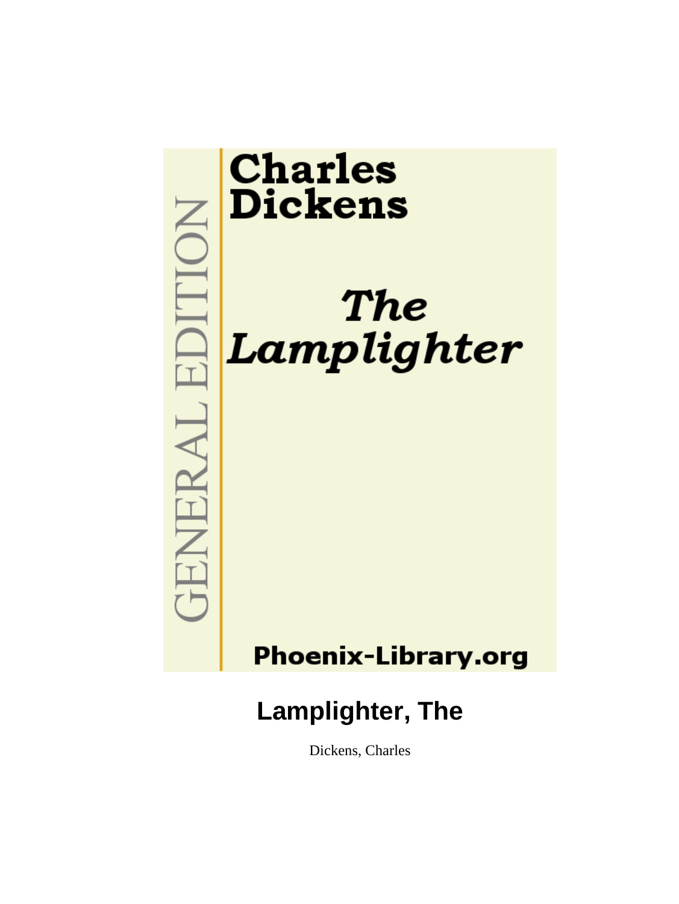GENERAL EDITION

**Charles Dickens**

***The Lamplighter***

**Phoenix-Library.org**

# Lamplighter, The

Dickens, Charles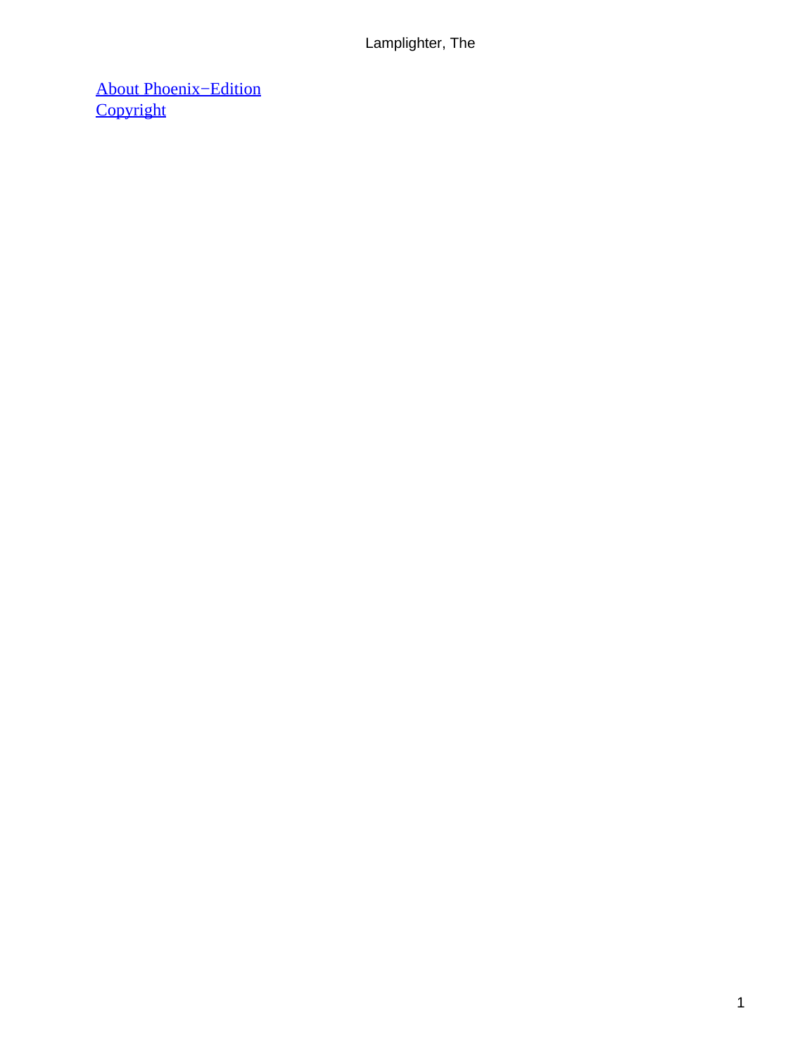[About Phoenix−Edition](#)
[Copyright](#)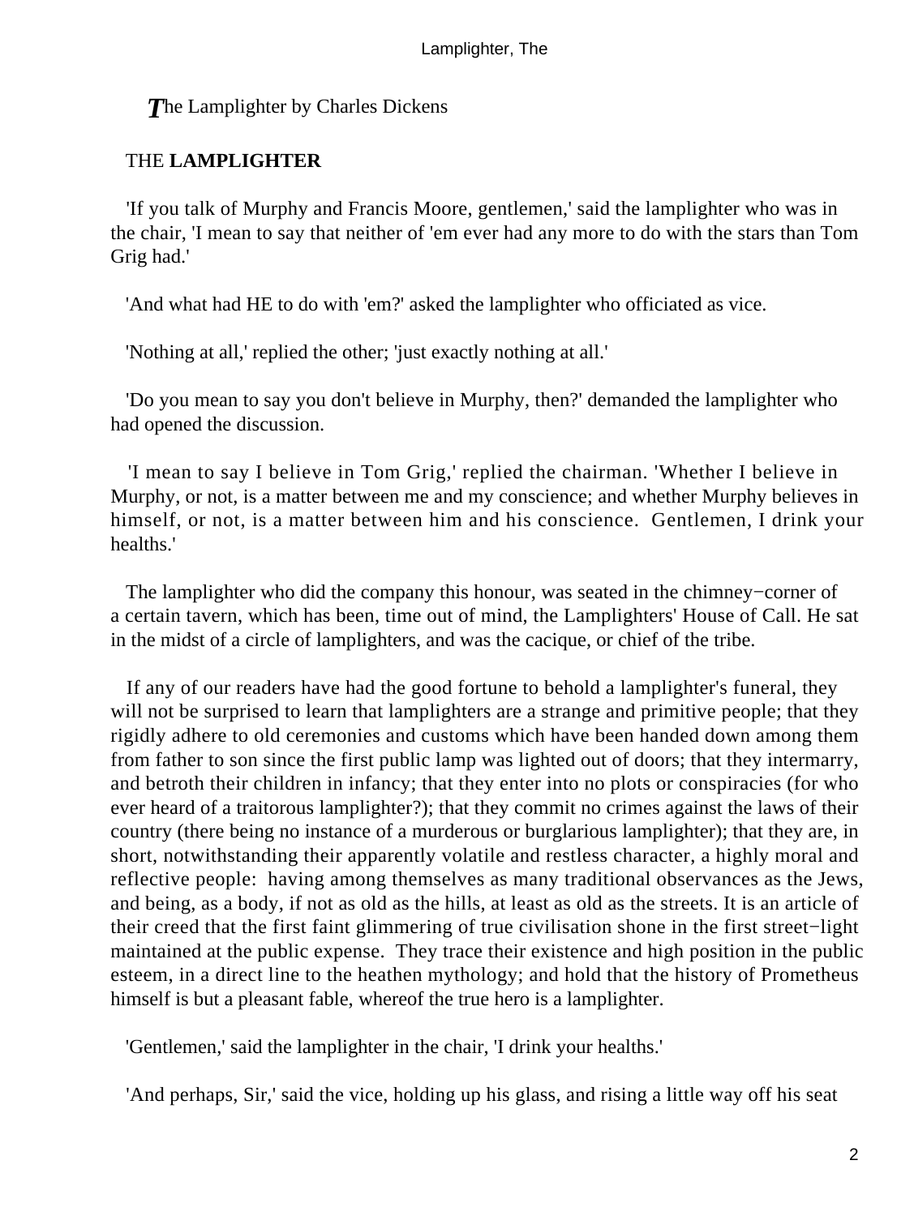*T*he Lamplighter by Charles Dickens

THE **LAMPLIGHTER**

'If you talk of Murphy and Francis Moore, gentlemen,' said the lamplighter who was in the chair, 'I mean to say that neither of 'em ever had any more to do with the stars than Tom Grig had.'

'And what had HE to do with 'em?' asked the lamplighter who officiated as vice.

'Nothing at all,' replied the other; 'just exactly nothing at all.'

'Do you mean to say you don't believe in Murphy, then?' demanded the lamplighter who had opened the discussion.

'I mean to say I believe in Tom Grig,' replied the chairman. 'Whether I believe in Murphy, or not, is a matter between me and my conscience; and whether Murphy believes in himself, or not, is a matter between him and his conscience. Gentlemen, I drink your healths.'

The lamplighter who did the company this honour, was seated in the chimney−corner of a certain tavern, which has been, time out of mind, the Lamplighters' House of Call. He sat in the midst of a circle of lamplighters, and was the cacique, or chief of the tribe.

If any of our readers have had the good fortune to behold a lamplighter's funeral, they will not be surprised to learn that lamplighters are a strange and primitive people; that they rigidly adhere to old ceremonies and customs which have been handed down among them from father to son since the first public lamp was lighted out of doors; that they intermarry, and betroth their children in infancy; that they enter into no plots or conspiracies (for who ever heard of a traitorous lamplighter?); that they commit no crimes against the laws of their country (there being no instance of a murderous or burglarious lamplighter); that they are, in short, notwithstanding their apparently volatile and restless character, a highly moral and reflective people: having among themselves as many traditional observances as the Jews, and being, as a body, if not as old as the hills, at least as old as the streets. It is an article of their creed that the first faint glimmering of true civilisation shone in the first street−light maintained at the public expense. They trace their existence and high position in the public esteem, in a direct line to the heathen mythology; and hold that the history of Prometheus himself is but a pleasant fable, whereof the true hero is a lamplighter.

'Gentlemen,' said the lamplighter in the chair, 'I drink your healths.'

'And perhaps, Sir,' said the vice, holding up his glass, and rising a little way off his seat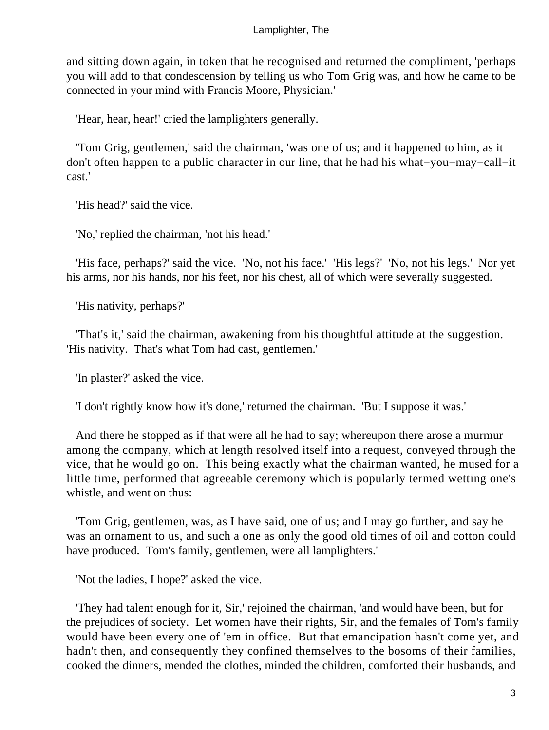and sitting down again, in token that he recognised and returned the compliment, 'perhaps you will add to that condescension by telling us who Tom Grig was, and how he came to be connected in your mind with Francis Moore, Physician.'

'Hear, hear, hear!' cried the lamplighters generally.

'Tom Grig, gentlemen,' said the chairman, 'was one of us; and it happened to him, as it don't often happen to a public character in our line, that he had his what−you−may−call−it cast.'

'His head?' said the vice.

'No,' replied the chairman, 'not his head.'

'His face, perhaps?' said the vice. 'No, not his face.' 'His legs?' 'No, not his legs.' Nor yet his arms, nor his hands, nor his feet, nor his chest, all of which were severally suggested.

'His nativity, perhaps?'

'That's it,' said the chairman, awakening from his thoughtful attitude at the suggestion. 'His nativity. That's what Tom had cast, gentlemen.'

'In plaster?' asked the vice.

'I don't rightly know how it's done,' returned the chairman. 'But I suppose it was.'

And there he stopped as if that were all he had to say; whereupon there arose a murmur among the company, which at length resolved itself into a request, conveyed through the vice, that he would go on. This being exactly what the chairman wanted, he mused for a little time, performed that agreeable ceremony which is popularly termed wetting one's whistle, and went on thus:

'Tom Grig, gentlemen, was, as I have said, one of us; and I may go further, and say he was an ornament to us, and such a one as only the good old times of oil and cotton could have produced. Tom's family, gentlemen, were all lamplighters.'

'Not the ladies, I hope?' asked the vice.

'They had talent enough for it, Sir,' rejoined the chairman, 'and would have been, but for the prejudices of society. Let women have their rights, Sir, and the females of Tom's family would have been every one of 'em in office. But that emancipation hasn't come yet, and hadn't then, and consequently they confined themselves to the bosoms of their families, cooked the dinners, mended the clothes, minded the children, comforted their husbands, and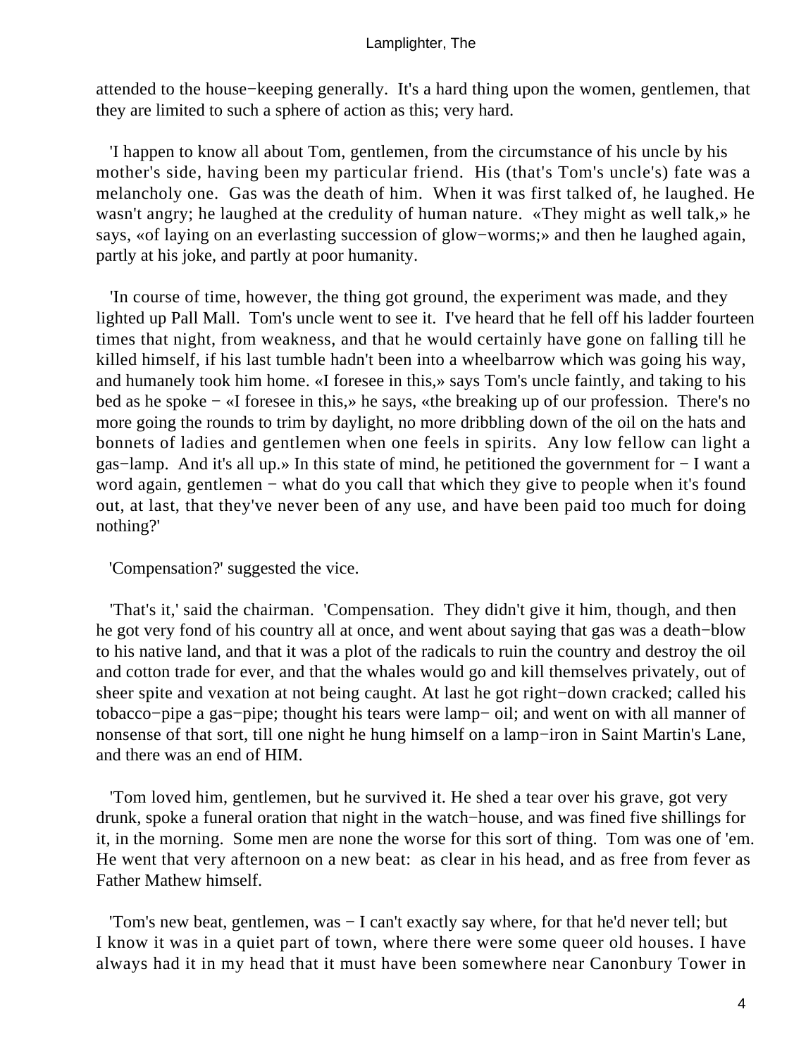attended to the house−keeping generally. It's a hard thing upon the women, gentlemen, that they are limited to such a sphere of action as this; very hard.

'I happen to know all about Tom, gentlemen, from the circumstance of his uncle by his mother's side, having been my particular friend. His (that's Tom's uncle's) fate was a melancholy one. Gas was the death of him. When it was first talked of, he laughed. He wasn't angry; he laughed at the credulity of human nature. «They might as well talk,» he says, «of laying on an everlasting succession of glow−worms;» and then he laughed again, partly at his joke, and partly at poor humanity.

'In course of time, however, the thing got ground, the experiment was made, and they lighted up Pall Mall. Tom's uncle went to see it. I've heard that he fell off his ladder fourteen times that night, from weakness, and that he would certainly have gone on falling till he killed himself, if his last tumble hadn't been into a wheelbarrow which was going his way, and humanely took him home. «I foresee in this,» says Tom's uncle faintly, and taking to his bed as he spoke − «I foresee in this,» he says, «the breaking up of our profession. There's no more going the rounds to trim by daylight, no more dribbling down of the oil on the hats and bonnets of ladies and gentlemen when one feels in spirits. Any low fellow can light a gas−lamp. And it's all up.» In this state of mind, he petitioned the government for − I want a word again, gentlemen − what do you call that which they give to people when it's found out, at last, that they've never been of any use, and have been paid too much for doing nothing?'

'Compensation?' suggested the vice.

'That's it,' said the chairman. 'Compensation. They didn't give it him, though, and then he got very fond of his country all at once, and went about saying that gas was a death−blow to his native land, and that it was a plot of the radicals to ruin the country and destroy the oil and cotton trade for ever, and that the whales would go and kill themselves privately, out of sheer spite and vexation at not being caught. At last he got right−down cracked; called his tobacco−pipe a gas−pipe; thought his tears were lamp− oil; and went on with all manner of nonsense of that sort, till one night he hung himself on a lamp−iron in Saint Martin's Lane, and there was an end of HIM.

'Tom loved him, gentlemen, but he survived it. He shed a tear over his grave, got very drunk, spoke a funeral oration that night in the watch−house, and was fined five shillings for it, in the morning. Some men are none the worse for this sort of thing. Tom was one of 'em. He went that very afternoon on a new beat: as clear in his head, and as free from fever as Father Mathew himself.

'Tom's new beat, gentlemen, was − I can't exactly say where, for that he'd never tell; but I know it was in a quiet part of town, where there were some queer old houses. I have always had it in my head that it must have been somewhere near Canonbury Tower in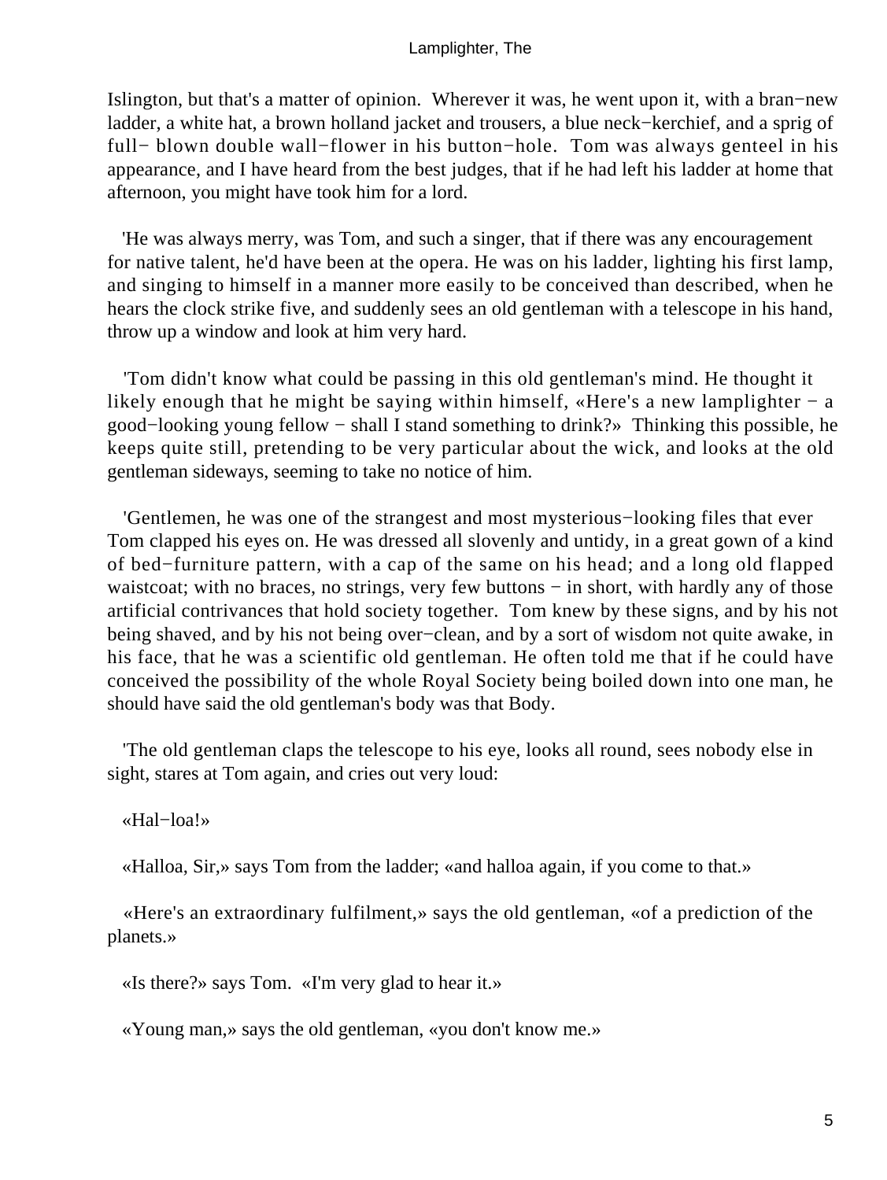Islington, but that's a matter of opinion. Wherever it was, he went upon it, with a bran−new ladder, a white hat, a brown holland jacket and trousers, a blue neck−kerchief, and a sprig of full− blown double wall−flower in his button−hole. Tom was always genteel in his appearance, and I have heard from the best judges, that if he had left his ladder at home that afternoon, you might have took him for a lord.

'He was always merry, was Tom, and such a singer, that if there was any encouragement for native talent, he'd have been at the opera. He was on his ladder, lighting his first lamp, and singing to himself in a manner more easily to be conceived than described, when he hears the clock strike five, and suddenly sees an old gentleman with a telescope in his hand, throw up a window and look at him very hard.

'Tom didn't know what could be passing in this old gentleman's mind. He thought it likely enough that he might be saying within himself, «Here's a new lamplighter − a good−looking young fellow − shall I stand something to drink?» Thinking this possible, he keeps quite still, pretending to be very particular about the wick, and looks at the old gentleman sideways, seeming to take no notice of him.

'Gentlemen, he was one of the strangest and most mysterious−looking files that ever Tom clapped his eyes on. He was dressed all slovenly and untidy, in a great gown of a kind of bed−furniture pattern, with a cap of the same on his head; and a long old flapped waistcoat; with no braces, no strings, very few buttons − in short, with hardly any of those artificial contrivances that hold society together. Tom knew by these signs, and by his not being shaved, and by his not being over−clean, and by a sort of wisdom not quite awake, in his face, that he was a scientific old gentleman. He often told me that if he could have conceived the possibility of the whole Royal Society being boiled down into one man, he should have said the old gentleman's body was that Body.

'The old gentleman claps the telescope to his eye, looks all round, sees nobody else in sight, stares at Tom again, and cries out very loud:

«Hal−loa!»

«Halloa, Sir,» says Tom from the ladder; «and halloa again, if you come to that.»

«Here's an extraordinary fulfilment,» says the old gentleman, «of a prediction of the planets.»

«Is there?» says Tom. «I'm very glad to hear it.»

«Young man,» says the old gentleman, «you don't know me.»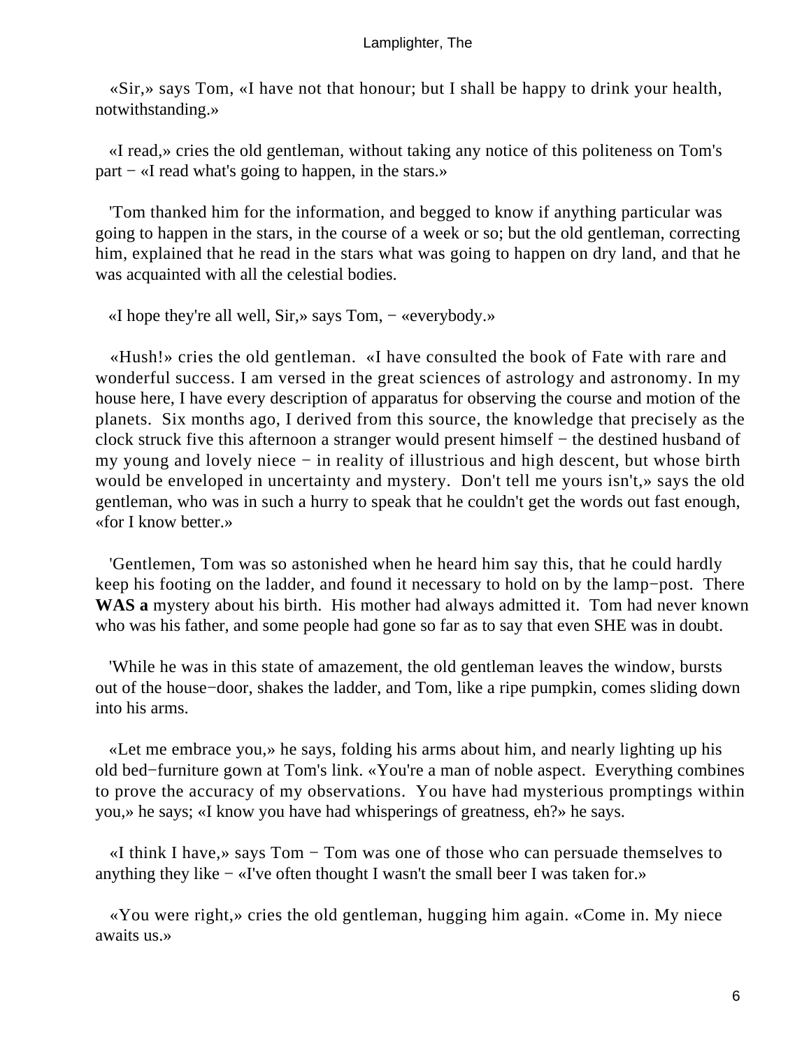«Sir,» says Tom, «I have not that honour; but I shall be happy to drink your health, notwithstanding.»

«I read,» cries the old gentleman, without taking any notice of this politeness on Tom's part − «I read what's going to happen, in the stars.»

'Tom thanked him for the information, and begged to know if anything particular was going to happen in the stars, in the course of a week or so; but the old gentleman, correcting him, explained that he read in the stars what was going to happen on dry land, and that he was acquainted with all the celestial bodies.

«I hope they're all well, Sir,» says Tom, − «everybody.»

«Hush!» cries the old gentleman. «I have consulted the book of Fate with rare and wonderful success. I am versed in the great sciences of astrology and astronomy. In my house here, I have every description of apparatus for observing the course and motion of the planets. Six months ago, I derived from this source, the knowledge that precisely as the clock struck five this afternoon a stranger would present himself − the destined husband of my young and lovely niece − in reality of illustrious and high descent, but whose birth would be enveloped in uncertainty and mystery. Don't tell me yours isn't,» says the old gentleman, who was in such a hurry to speak that he couldn't get the words out fast enough, «for I know better.»

'Gentlemen, Tom was so astonished when he heard him say this, that he could hardly keep his footing on the ladder, and found it necessary to hold on by the lamp−post. There **WAS a** mystery about his birth. His mother had always admitted it. Tom had never known who was his father, and some people had gone so far as to say that even SHE was in doubt.

'While he was in this state of amazement, the old gentleman leaves the window, bursts out of the house−door, shakes the ladder, and Tom, like a ripe pumpkin, comes sliding down into his arms.

«Let me embrace you,» he says, folding his arms about him, and nearly lighting up his old bed−furniture gown at Tom's link. «You're a man of noble aspect. Everything combines to prove the accuracy of my observations. You have had mysterious promptings within you,» he says; «I know you have had whisperings of greatness, eh?» he says.

«I think I have,» says Tom − Tom was one of those who can persuade themselves to anything they like − «I've often thought I wasn't the small beer I was taken for.»

«You were right,» cries the old gentleman, hugging him again. «Come in. My niece awaits us.»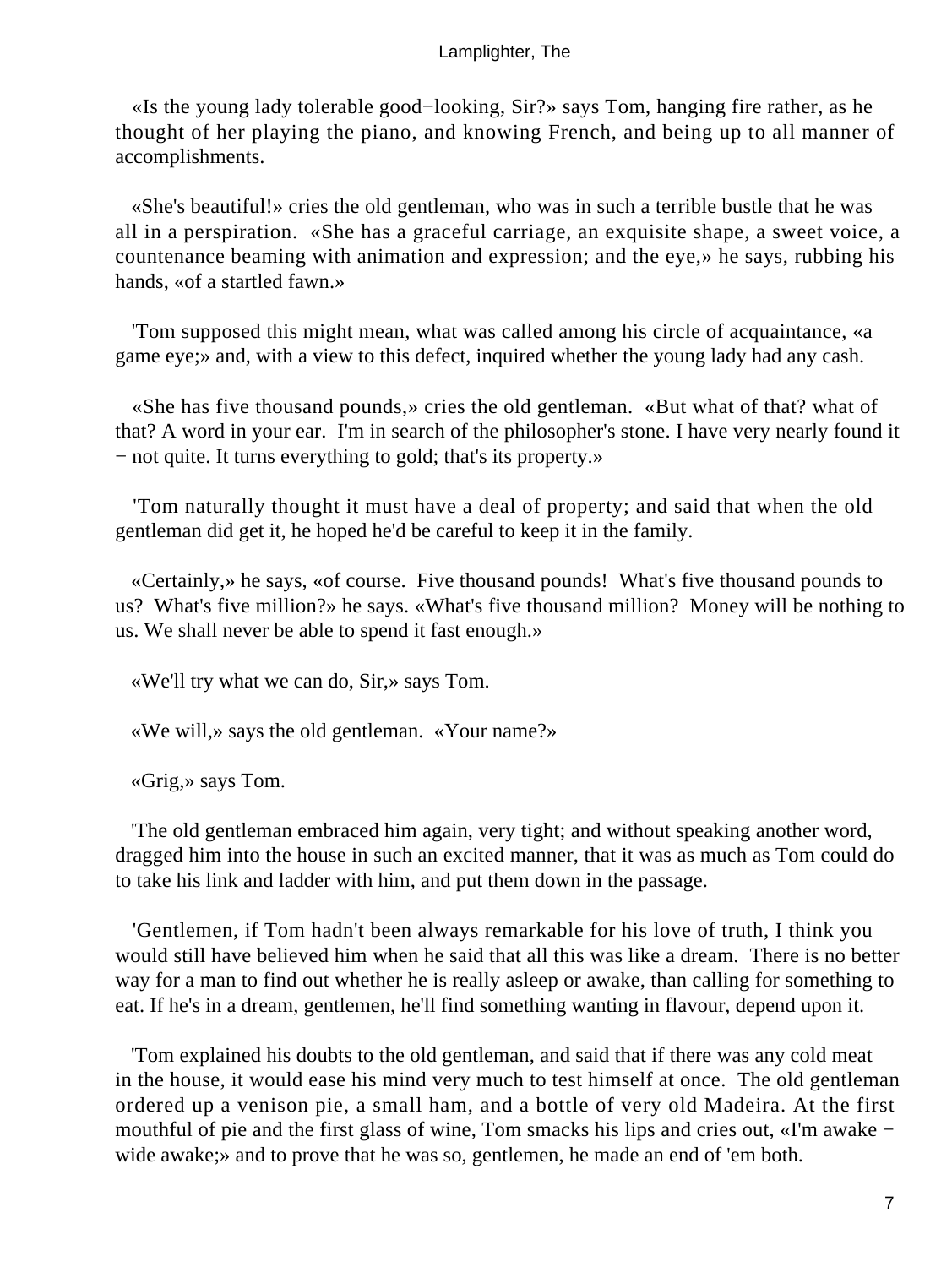«Is the young lady tolerable good−looking, Sir?» says Tom, hanging fire rather, as he thought of her playing the piano, and knowing French, and being up to all manner of accomplishments.

«She's beautiful!» cries the old gentleman, who was in such a terrible bustle that he was all in a perspiration. «She has a graceful carriage, an exquisite shape, a sweet voice, a countenance beaming with animation and expression; and the eye,» he says, rubbing his hands, «of a startled fawn.»

'Tom supposed this might mean, what was called among his circle of acquaintance, «a game eye;» and, with a view to this defect, inquired whether the young lady had any cash.

«She has five thousand pounds,» cries the old gentleman. «But what of that? what of that? A word in your ear. I'm in search of the philosopher's stone. I have very nearly found it − not quite. It turns everything to gold; that's its property.»

'Tom naturally thought it must have a deal of property; and said that when the old gentleman did get it, he hoped he'd be careful to keep it in the family.

«Certainly,» he says, «of course. Five thousand pounds! What's five thousand pounds to us? What's five million?» he says. «What's five thousand million? Money will be nothing to us. We shall never be able to spend it fast enough.»

«We'll try what we can do, Sir,» says Tom.

«We will,» says the old gentleman. «Your name?»

«Grig,» says Tom.

'The old gentleman embraced him again, very tight; and without speaking another word, dragged him into the house in such an excited manner, that it was as much as Tom could do to take his link and ladder with him, and put them down in the passage.

'Gentlemen, if Tom hadn't been always remarkable for his love of truth, I think you would still have believed him when he said that all this was like a dream. There is no better way for a man to find out whether he is really asleep or awake, than calling for something to eat. If he's in a dream, gentlemen, he'll find something wanting in flavour, depend upon it.

'Tom explained his doubts to the old gentleman, and said that if there was any cold meat in the house, it would ease his mind very much to test himself at once. The old gentleman ordered up a venison pie, a small ham, and a bottle of very old Madeira. At the first mouthful of pie and the first glass of wine, Tom smacks his lips and cries out, «I'm awake − wide awake;» and to prove that he was so, gentlemen, he made an end of 'em both.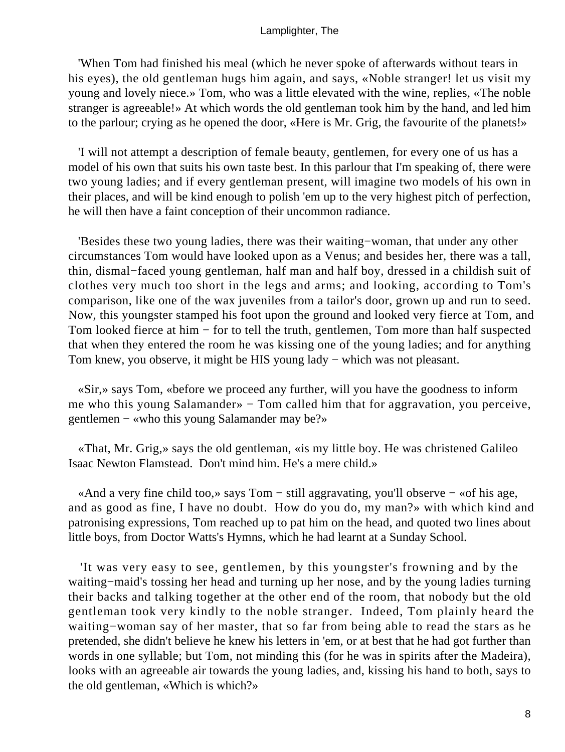'When Tom had finished his meal (which he never spoke of afterwards without tears in his eyes), the old gentleman hugs him again, and says, «Noble stranger! let us visit my young and lovely niece.» Tom, who was a little elevated with the wine, replies, «The noble stranger is agreeable!» At which words the old gentleman took him by the hand, and led him to the parlour; crying as he opened the door, «Here is Mr. Grig, the favourite of the planets!»

'I will not attempt a description of female beauty, gentlemen, for every one of us has a model of his own that suits his own taste best. In this parlour that I'm speaking of, there were two young ladies; and if every gentleman present, will imagine two models of his own in their places, and will be kind enough to polish 'em up to the very highest pitch of perfection, he will then have a faint conception of their uncommon radiance.

'Besides these two young ladies, there was their waiting−woman, that under any other circumstances Tom would have looked upon as a Venus; and besides her, there was a tall, thin, dismal−faced young gentleman, half man and half boy, dressed in a childish suit of clothes very much too short in the legs and arms; and looking, according to Tom's comparison, like one of the wax juveniles from a tailor's door, grown up and run to seed. Now, this youngster stamped his foot upon the ground and looked very fierce at Tom, and Tom looked fierce at him − for to tell the truth, gentlemen, Tom more than half suspected that when they entered the room he was kissing one of the young ladies; and for anything Tom knew, you observe, it might be HIS young lady − which was not pleasant.

«Sir,» says Tom, «before we proceed any further, will you have the goodness to inform me who this young Salamander» − Tom called him that for aggravation, you perceive, gentlemen − «who this young Salamander may be?»

«That, Mr. Grig,» says the old gentleman, «is my little boy. He was christened Galileo Isaac Newton Flamstead. Don't mind him. He's a mere child.»

«And a very fine child too,» says Tom − still aggravating, you'll observe − «of his age, and as good as fine, I have no doubt. How do you do, my man?» with which kind and patronising expressions, Tom reached up to pat him on the head, and quoted two lines about little boys, from Doctor Watts's Hymns, which he had learnt at a Sunday School.

'It was very easy to see, gentlemen, by this youngster's frowning and by the waiting−maid's tossing her head and turning up her nose, and by the young ladies turning their backs and talking together at the other end of the room, that nobody but the old gentleman took very kindly to the noble stranger. Indeed, Tom plainly heard the waiting−woman say of her master, that so far from being able to read the stars as he pretended, she didn't believe he knew his letters in 'em, or at best that he had got further than words in one syllable; but Tom, not minding this (for he was in spirits after the Madeira), looks with an agreeable air towards the young ladies, and, kissing his hand to both, says to the old gentleman, «Which is which?»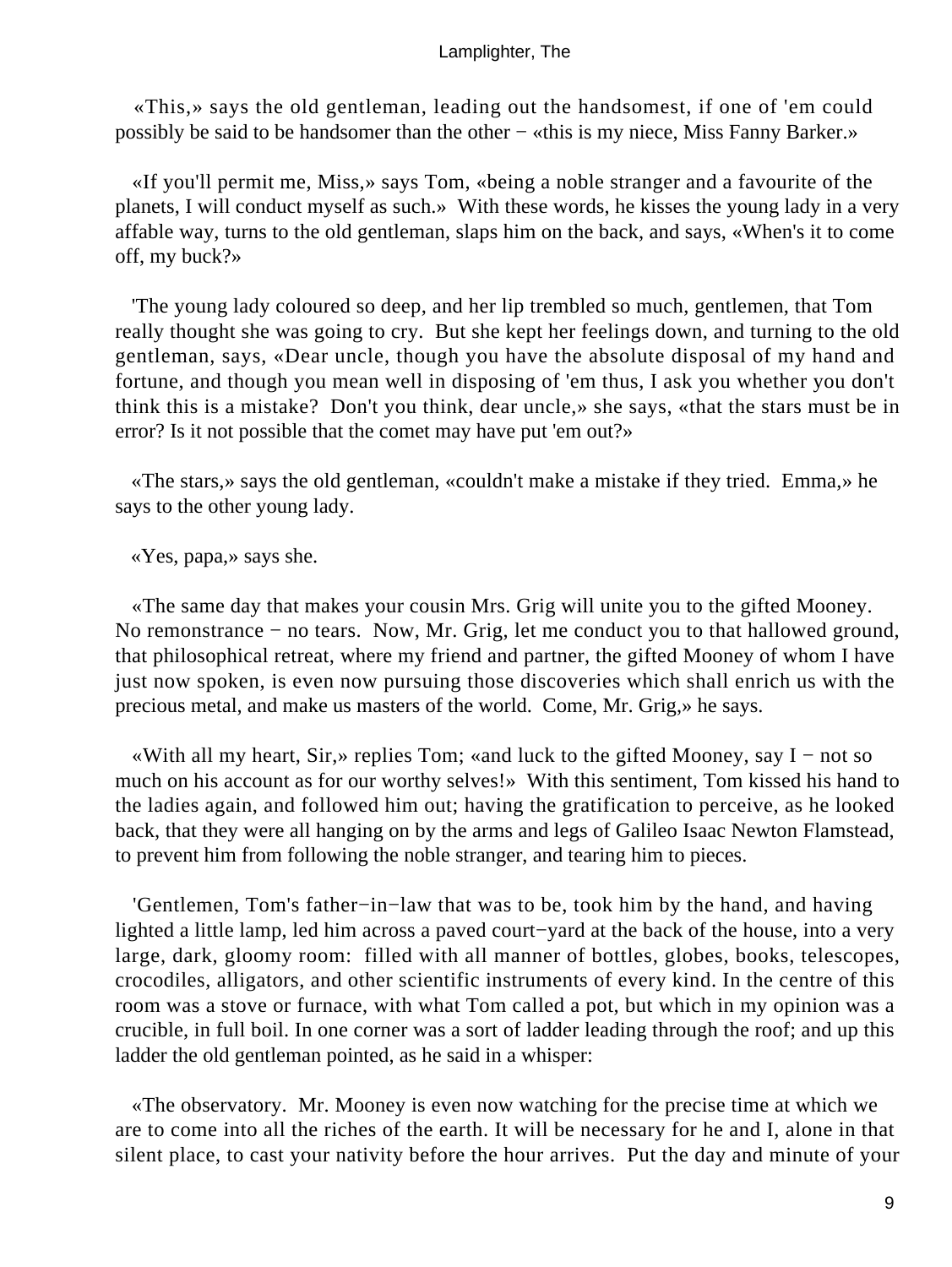«This,» says the old gentleman, leading out the handsomest, if one of 'em could possibly be said to be handsomer than the other − «this is my niece, Miss Fanny Barker.»

«If you'll permit me, Miss,» says Tom, «being a noble stranger and a favourite of the planets, I will conduct myself as such.» With these words, he kisses the young lady in a very affable way, turns to the old gentleman, slaps him on the back, and says, «When's it to come off, my buck?»

'The young lady coloured so deep, and her lip trembled so much, gentlemen, that Tom really thought she was going to cry. But she kept her feelings down, and turning to the old gentleman, says, «Dear uncle, though you have the absolute disposal of my hand and fortune, and though you mean well in disposing of 'em thus, I ask you whether you don't think this is a mistake? Don't you think, dear uncle,» she says, «that the stars must be in error? Is it not possible that the comet may have put 'em out?»

«The stars,» says the old gentleman, «couldn't make a mistake if they tried. Emma,» he says to the other young lady.

«Yes, papa,» says she.

«The same day that makes your cousin Mrs. Grig will unite you to the gifted Mooney. No remonstrance − no tears. Now, Mr. Grig, let me conduct you to that hallowed ground, that philosophical retreat, where my friend and partner, the gifted Mooney of whom I have just now spoken, is even now pursuing those discoveries which shall enrich us with the precious metal, and make us masters of the world. Come, Mr. Grig,» he says.

«With all my heart, Sir,» replies Tom; «and luck to the gifted Mooney, say I − not so much on his account as for our worthy selves!» With this sentiment, Tom kissed his hand to the ladies again, and followed him out; having the gratification to perceive, as he looked back, that they were all hanging on by the arms and legs of Galileo Isaac Newton Flamstead, to prevent him from following the noble stranger, and tearing him to pieces.

'Gentlemen, Tom's father−in−law that was to be, took him by the hand, and having lighted a little lamp, led him across a paved court−yard at the back of the house, into a very large, dark, gloomy room: filled with all manner of bottles, globes, books, telescopes, crocodiles, alligators, and other scientific instruments of every kind. In the centre of this room was a stove or furnace, with what Tom called a pot, but which in my opinion was a crucible, in full boil. In one corner was a sort of ladder leading through the roof; and up this ladder the old gentleman pointed, as he said in a whisper:

«The observatory. Mr. Mooney is even now watching for the precise time at which we are to come into all the riches of the earth. It will be necessary for he and I, alone in that silent place, to cast your nativity before the hour arrives. Put the day and minute of your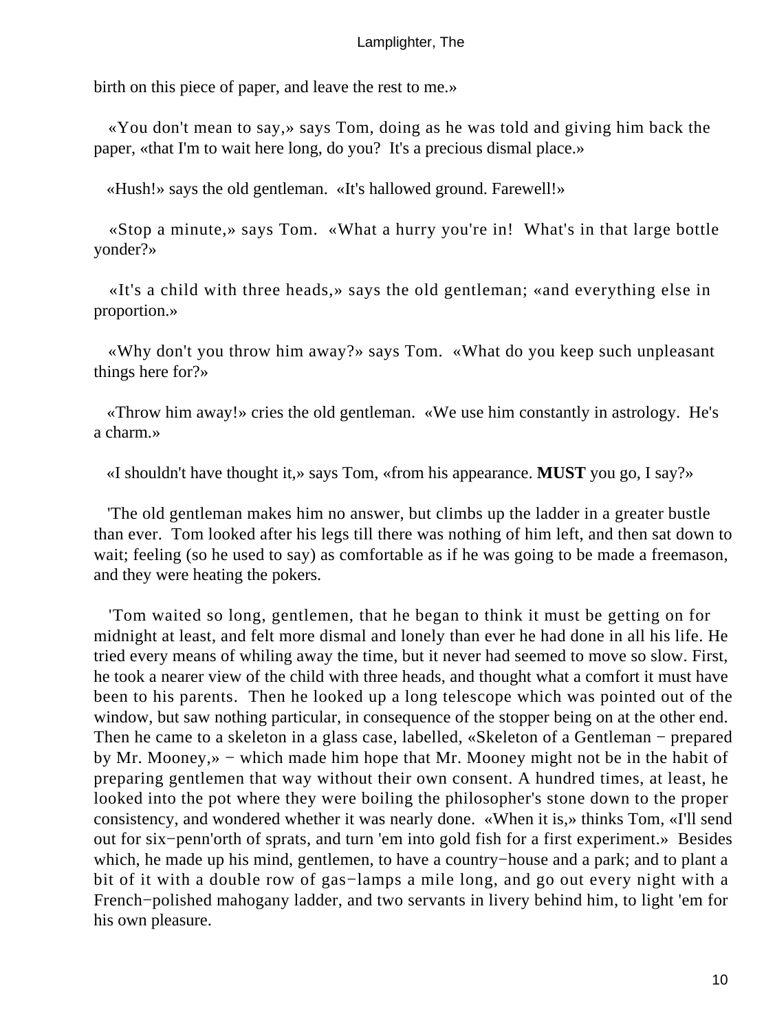birth on this piece of paper, and leave the rest to me.»

«You don't mean to say,» says Tom, doing as he was told and giving him back the paper, «that I'm to wait here long, do you? It's a precious dismal place.»

«Hush!» says the old gentleman. «It's hallowed ground. Farewell!»

«Stop a minute,» says Tom. «What a hurry you're in! What's in that large bottle yonder?»

«It's a child with three heads,» says the old gentleman; «and everything else in proportion.»

«Why don't you throw him away?» says Tom. «What do you keep such unpleasant things here for?»

«Throw him away!» cries the old gentleman. «We use him constantly in astrology. He's a charm.»

«I shouldn't have thought it,» says Tom, «from his appearance. **MUST** you go, I say?»

'The old gentleman makes him no answer, but climbs up the ladder in a greater bustle than ever. Tom looked after his legs till there was nothing of him left, and then sat down to wait; feeling (so he used to say) as comfortable as if he was going to be made a freemason, and they were heating the pokers.

'Tom waited so long, gentlemen, that he began to think it must be getting on for midnight at least, and felt more dismal and lonely than ever he had done in all his life. He tried every means of whiling away the time, but it never had seemed to move so slow. First, he took a nearer view of the child with three heads, and thought what a comfort it must have been to his parents. Then he looked up a long telescope which was pointed out of the window, but saw nothing particular, in consequence of the stopper being on at the other end. Then he came to a skeleton in a glass case, labelled, «Skeleton of a Gentleman − prepared by Mr. Mooney,» − which made him hope that Mr. Mooney might not be in the habit of preparing gentlemen that way without their own consent. A hundred times, at least, he looked into the pot where they were boiling the philosopher's stone down to the proper consistency, and wondered whether it was nearly done. «When it is,» thinks Tom, «I'll send out for six−penn'orth of sprats, and turn 'em into gold fish for a first experiment.» Besides which, he made up his mind, gentlemen, to have a country−house and a park; and to plant a bit of it with a double row of gas−lamps a mile long, and go out every night with a French−polished mahogany ladder, and two servants in livery behind him, to light 'em for his own pleasure.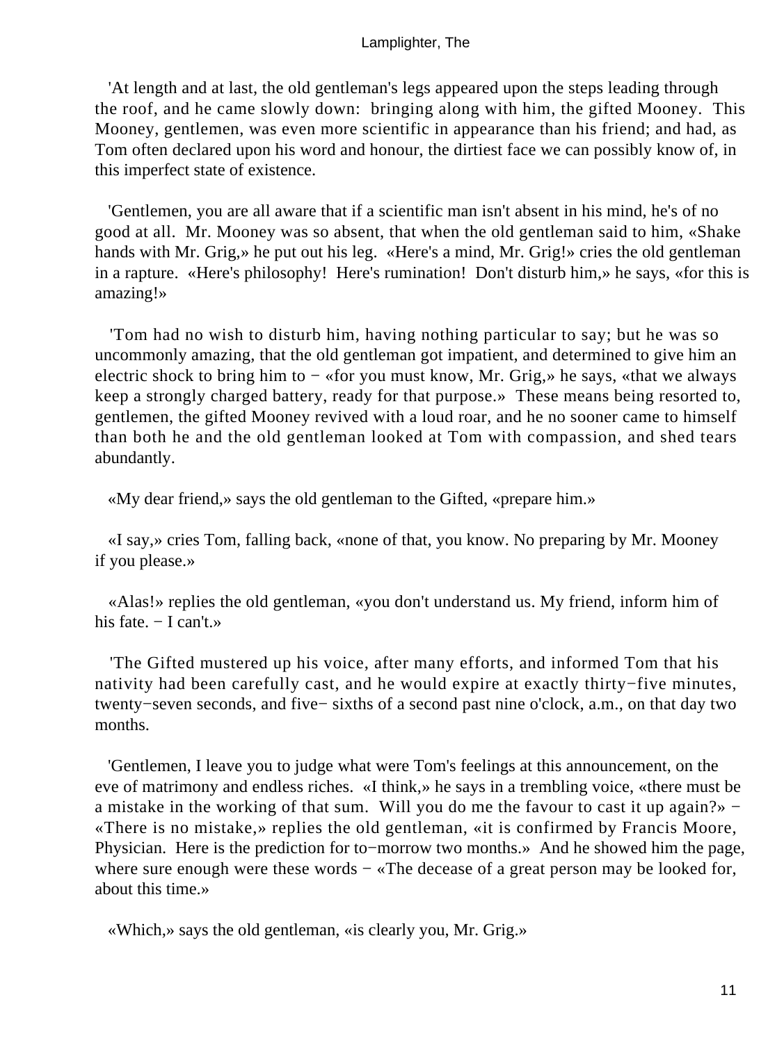'At length and at last, the old gentleman's legs appeared upon the steps leading through the roof, and he came slowly down: bringing along with him, the gifted Mooney. This Mooney, gentlemen, was even more scientific in appearance than his friend; and had, as Tom often declared upon his word and honour, the dirtiest face we can possibly know of, in this imperfect state of existence.

'Gentlemen, you are all aware that if a scientific man isn't absent in his mind, he's of no good at all. Mr. Mooney was so absent, that when the old gentleman said to him, «Shake hands with Mr. Grig,» he put out his leg. «Here's a mind, Mr. Grig!» cries the old gentleman in a rapture. «Here's philosophy! Here's rumination! Don't disturb him,» he says, «for this is amazing!»

'Tom had no wish to disturb him, having nothing particular to say; but he was so uncommonly amazing, that the old gentleman got impatient, and determined to give him an electric shock to bring him to − «for you must know, Mr. Grig,» he says, «that we always keep a strongly charged battery, ready for that purpose.» These means being resorted to, gentlemen, the gifted Mooney revived with a loud roar, and he no sooner came to himself than both he and the old gentleman looked at Tom with compassion, and shed tears abundantly.

«My dear friend,» says the old gentleman to the Gifted, «prepare him.»

«I say,» cries Tom, falling back, «none of that, you know. No preparing by Mr. Mooney if you please.»

«Alas!» replies the old gentleman, «you don't understand us. My friend, inform him of his fate. − I can't.»

'The Gifted mustered up his voice, after many efforts, and informed Tom that his nativity had been carefully cast, and he would expire at exactly thirty−five minutes, twenty−seven seconds, and five− sixths of a second past nine o'clock, a.m., on that day two months.

'Gentlemen, I leave you to judge what were Tom's feelings at this announcement, on the eve of matrimony and endless riches. «I think,» he says in a trembling voice, «there must be a mistake in the working of that sum. Will you do me the favour to cast it up again?» − «There is no mistake,» replies the old gentleman, «it is confirmed by Francis Moore, Physician. Here is the prediction for to−morrow two months.» And he showed him the page, where sure enough were these words − «The decease of a great person may be looked for, about this time.»

«Which,» says the old gentleman, «is clearly you, Mr. Grig.»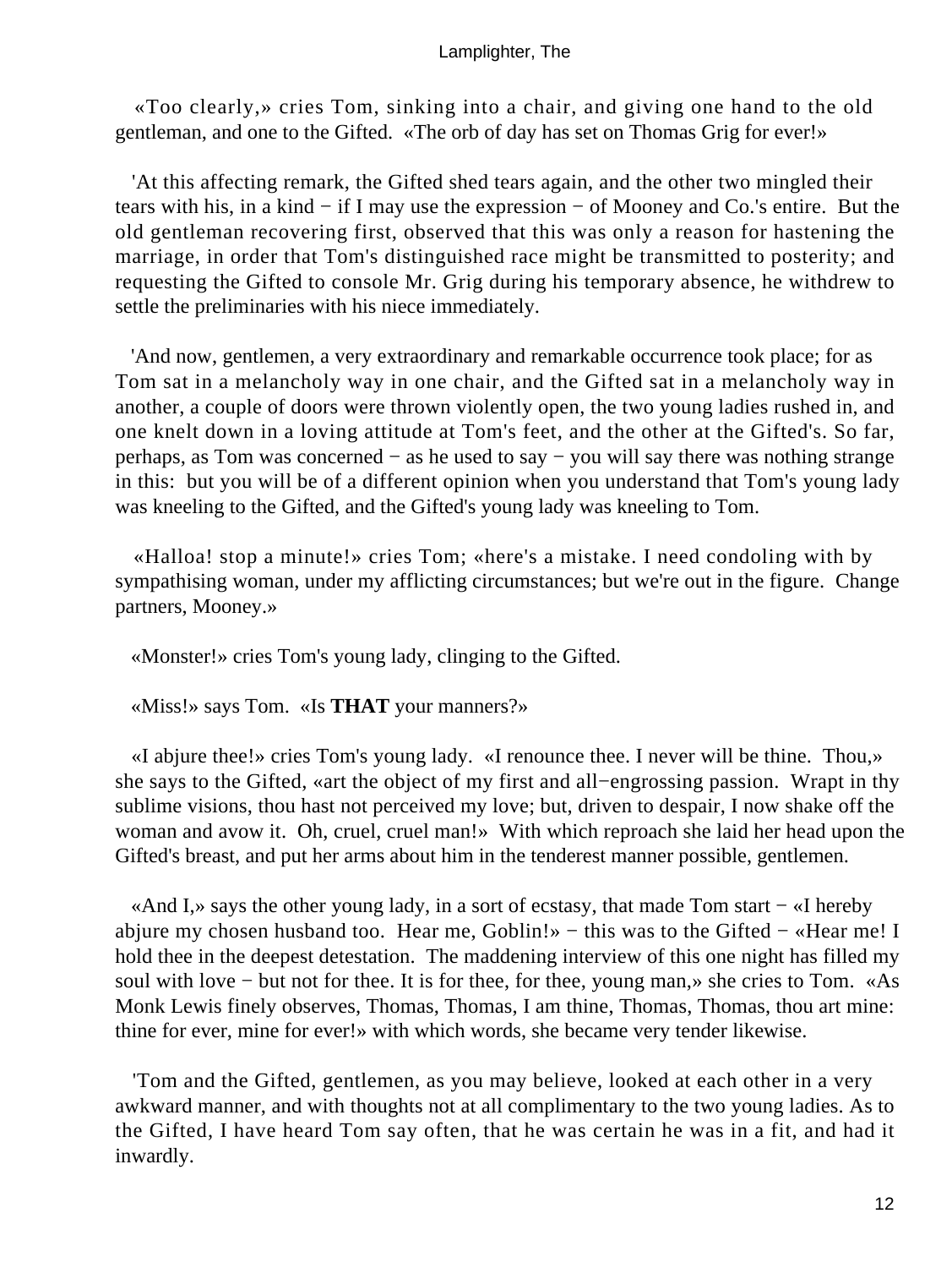«Too clearly,» cries Tom, sinking into a chair, and giving one hand to the old gentleman, and one to the Gifted. «The orb of day has set on Thomas Grig for ever!»

'At this affecting remark, the Gifted shed tears again, and the other two mingled their tears with his, in a kind − if I may use the expression − of Mooney and Co.'s entire. But the old gentleman recovering first, observed that this was only a reason for hastening the marriage, in order that Tom's distinguished race might be transmitted to posterity; and requesting the Gifted to console Mr. Grig during his temporary absence, he withdrew to settle the preliminaries with his niece immediately.

'And now, gentlemen, a very extraordinary and remarkable occurrence took place; for as Tom sat in a melancholy way in one chair, and the Gifted sat in a melancholy way in another, a couple of doors were thrown violently open, the two young ladies rushed in, and one knelt down in a loving attitude at Tom's feet, and the other at the Gifted's. So far, perhaps, as Tom was concerned − as he used to say − you will say there was nothing strange in this: but you will be of a different opinion when you understand that Tom's young lady was kneeling to the Gifted, and the Gifted's young lady was kneeling to Tom.

«Halloa! stop a minute!» cries Tom; «here's a mistake. I need condoling with by sympathising woman, under my afflicting circumstances; but we're out in the figure. Change partners, Mooney.»

«Monster!» cries Tom's young lady, clinging to the Gifted.

«Miss!» says Tom. «Is **THAT** your manners?»

«I abjure thee!» cries Tom's young lady. «I renounce thee. I never will be thine. Thou,» she says to the Gifted, «art the object of my first and all−engrossing passion. Wrapt in thy sublime visions, thou hast not perceived my love; but, driven to despair, I now shake off the woman and avow it. Oh, cruel, cruel man!» With which reproach she laid her head upon the Gifted's breast, and put her arms about him in the tenderest manner possible, gentlemen.

«And I,» says the other young lady, in a sort of ecstasy, that made Tom start − «I hereby abjure my chosen husband too. Hear me, Goblin!» − this was to the Gifted − «Hear me! I hold thee in the deepest detestation. The maddening interview of this one night has filled my soul with love − but not for thee. It is for thee, for thee, young man,» she cries to Tom. «As Monk Lewis finely observes, Thomas, Thomas, I am thine, Thomas, Thomas, thou art mine: thine for ever, mine for ever!» with which words, she became very tender likewise.

'Tom and the Gifted, gentlemen, as you may believe, looked at each other in a very awkward manner, and with thoughts not at all complimentary to the two young ladies. As to the Gifted, I have heard Tom say often, that he was certain he was in a fit, and had it inwardly.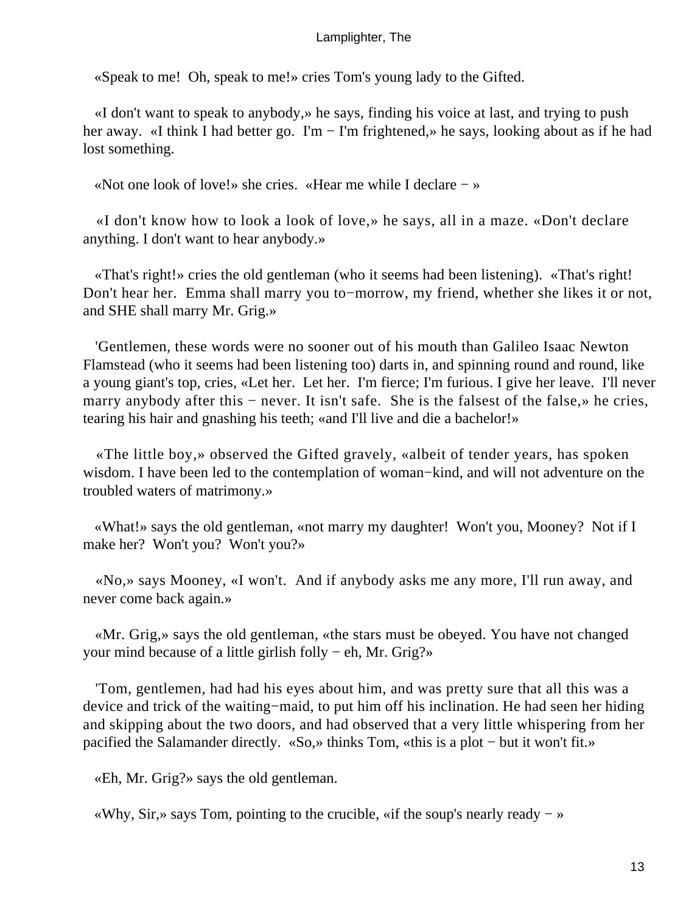«Speak to me! Oh, speak to me!» cries Tom's young lady to the Gifted.

«I don't want to speak to anybody,» he says, finding his voice at last, and trying to push her away. «I think I had better go. I'm − I'm frightened,» he says, looking about as if he had lost something.

«Not one look of love!» she cries. «Hear me while I declare − »

«I don't know how to look a look of love,» he says, all in a maze. «Don't declare anything. I don't want to hear anybody.»

«That's right!» cries the old gentleman (who it seems had been listening). «That's right! Don't hear her. Emma shall marry you to−morrow, my friend, whether she likes it or not, and SHE shall marry Mr. Grig.»

'Gentlemen, these words were no sooner out of his mouth than Galileo Isaac Newton Flamstead (who it seems had been listening too) darts in, and spinning round and round, like a young giant's top, cries, «Let her. Let her. I'm fierce; I'm furious. I give her leave. I'll never marry anybody after this − never. It isn't safe. She is the falsest of the false,» he cries, tearing his hair and gnashing his teeth; «and I'll live and die a bachelor!»

«The little boy,» observed the Gifted gravely, «albeit of tender years, has spoken wisdom. I have been led to the contemplation of woman−kind, and will not adventure on the troubled waters of matrimony.»

«What!» says the old gentleman, «not marry my daughter! Won't you, Mooney? Not if I make her? Won't you? Won't you?»

«No,» says Mooney, «I won't. And if anybody asks me any more, I'll run away, and never come back again.»

«Mr. Grig,» says the old gentleman, «the stars must be obeyed. You have not changed your mind because of a little girlish folly − eh, Mr. Grig?»

'Tom, gentlemen, had had his eyes about him, and was pretty sure that all this was a device and trick of the waiting−maid, to put him off his inclination. He had seen her hiding and skipping about the two doors, and had observed that a very little whispering from her pacified the Salamander directly. «So,» thinks Tom, «this is a plot − but it won't fit.»

«Eh, Mr. Grig?» says the old gentleman.

«Why, Sir,» says Tom, pointing to the crucible, «if the soup's nearly ready − »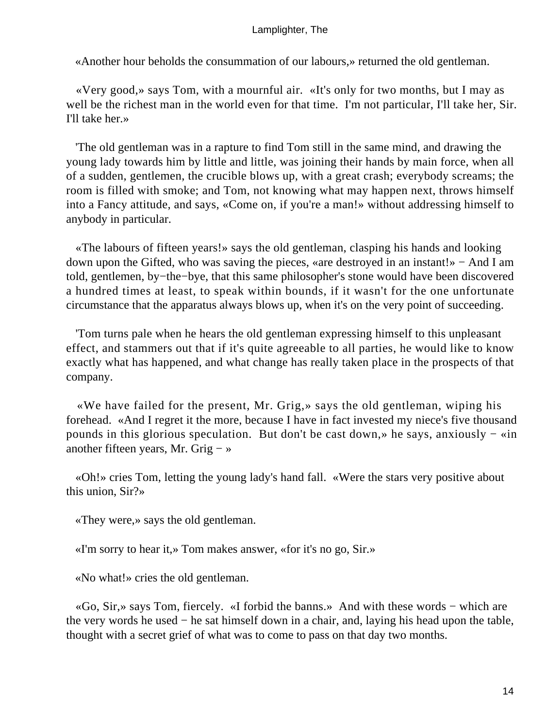«Another hour beholds the consummation of our labours,» returned the old gentleman.

«Very good,» says Tom, with a mournful air. «It's only for two months, but I may as well be the richest man in the world even for that time. I'm not particular, I'll take her, Sir. I'll take her.»

'The old gentleman was in a rapture to find Tom still in the same mind, and drawing the young lady towards him by little and little, was joining their hands by main force, when all of a sudden, gentlemen, the crucible blows up, with a great crash; everybody screams; the room is filled with smoke; and Tom, not knowing what may happen next, throws himself into a Fancy attitude, and says, «Come on, if you're a man!» without addressing himself to anybody in particular.

«The labours of fifteen years!» says the old gentleman, clasping his hands and looking down upon the Gifted, who was saving the pieces, «are destroyed in an instant!» − And I am told, gentlemen, by−the−bye, that this same philosopher's stone would have been discovered a hundred times at least, to speak within bounds, if it wasn't for the one unfortunate circumstance that the apparatus always blows up, when it's on the very point of succeeding.

'Tom turns pale when he hears the old gentleman expressing himself to this unpleasant effect, and stammers out that if it's quite agreeable to all parties, he would like to know exactly what has happened, and what change has really taken place in the prospects of that company.

«We have failed for the present, Mr. Grig,» says the old gentleman, wiping his forehead. «And I regret it the more, because I have in fact invested my niece's five thousand pounds in this glorious speculation. But don't be cast down,» he says, anxiously − «in another fifteen years, Mr. Grig − »

«Oh!» cries Tom, letting the young lady's hand fall. «Were the stars very positive about this union, Sir?»

«They were,» says the old gentleman.

«I'm sorry to hear it,» Tom makes answer, «for it's no go, Sir.»

«No what!» cries the old gentleman.

«Go, Sir,» says Tom, fiercely. «I forbid the banns.» And with these words − which are the very words he used − he sat himself down in a chair, and, laying his head upon the table, thought with a secret grief of what was to come to pass on that day two months.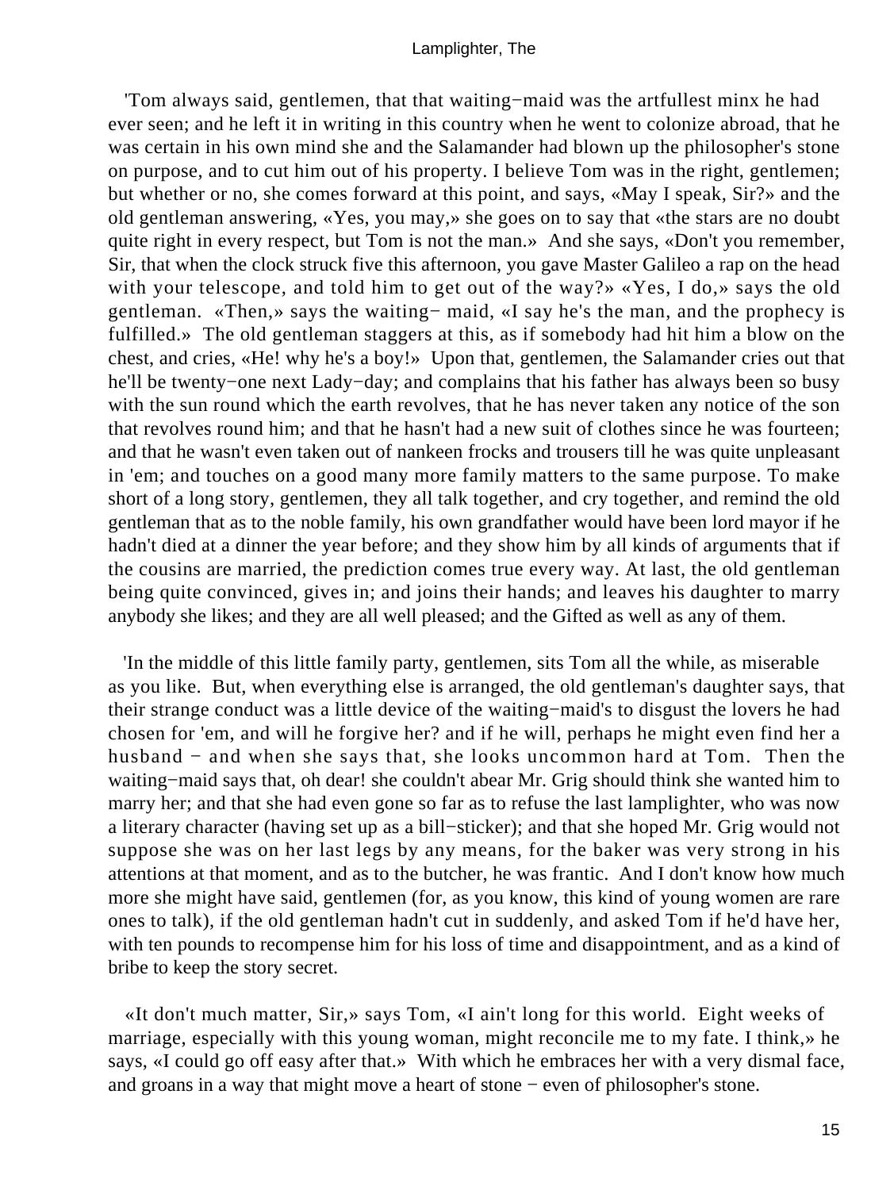'Tom always said, gentlemen, that that waiting−maid was the artfullest minx he had ever seen; and he left it in writing in this country when he went to colonize abroad, that he was certain in his own mind she and the Salamander had blown up the philosopher's stone on purpose, and to cut him out of his property. I believe Tom was in the right, gentlemen; but whether or no, she comes forward at this point, and says, «May I speak, Sir?» and the old gentleman answering, «Yes, you may,» she goes on to say that «the stars are no doubt quite right in every respect, but Tom is not the man.» And she says, «Don't you remember, Sir, that when the clock struck five this afternoon, you gave Master Galileo a rap on the head with your telescope, and told him to get out of the way?» «Yes, I do,» says the old gentleman. «Then,» says the waiting− maid, «I say he's the man, and the prophecy is fulfilled.» The old gentleman staggers at this, as if somebody had hit him a blow on the chest, and cries, «He! why he's a boy!» Upon that, gentlemen, the Salamander cries out that he'll be twenty−one next Lady−day; and complains that his father has always been so busy with the sun round which the earth revolves, that he has never taken any notice of the son that revolves round him; and that he hasn't had a new suit of clothes since he was fourteen; and that he wasn't even taken out of nankeen frocks and trousers till he was quite unpleasant in 'em; and touches on a good many more family matters to the same purpose. To make short of a long story, gentlemen, they all talk together, and cry together, and remind the old gentleman that as to the noble family, his own grandfather would have been lord mayor if he hadn't died at a dinner the year before; and they show him by all kinds of arguments that if the cousins are married, the prediction comes true every way. At last, the old gentleman being quite convinced, gives in; and joins their hands; and leaves his daughter to marry anybody she likes; and they are all well pleased; and the Gifted as well as any of them.

'In the middle of this little family party, gentlemen, sits Tom all the while, as miserable as you like. But, when everything else is arranged, the old gentleman's daughter says, that their strange conduct was a little device of the waiting−maid's to disgust the lovers he had chosen for 'em, and will he forgive her? and if he will, perhaps he might even find her a husband − and when she says that, she looks uncommon hard at Tom. Then the waiting−maid says that, oh dear! she couldn't abear Mr. Grig should think she wanted him to marry her; and that she had even gone so far as to refuse the last lamplighter, who was now a literary character (having set up as a bill−sticker); and that she hoped Mr. Grig would not suppose she was on her last legs by any means, for the baker was very strong in his attentions at that moment, and as to the butcher, he was frantic. And I don't know how much more she might have said, gentlemen (for, as you know, this kind of young women are rare ones to talk), if the old gentleman hadn't cut in suddenly, and asked Tom if he'd have her, with ten pounds to recompense him for his loss of time and disappointment, and as a kind of bribe to keep the story secret.

«It don't much matter, Sir,» says Tom, «I ain't long for this world. Eight weeks of marriage, especially with this young woman, might reconcile me to my fate. I think,» he says, «I could go off easy after that.» With which he embraces her with a very dismal face, and groans in a way that might move a heart of stone − even of philosopher's stone.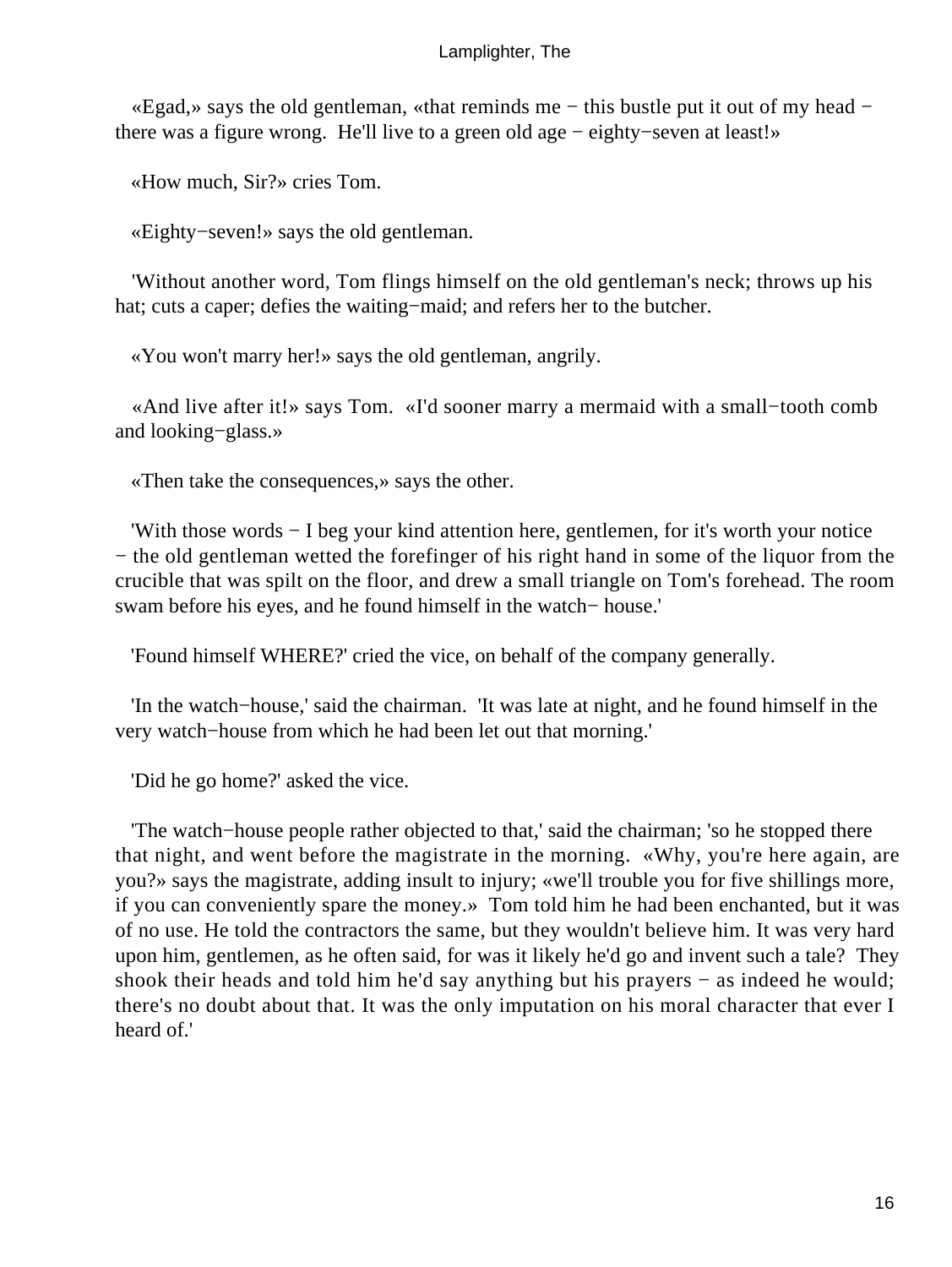«Egad,» says the old gentleman, «that reminds me − this bustle put it out of my head − there was a figure wrong. He'll live to a green old age − eighty−seven at least!»

«How much, Sir?» cries Tom.

«Eighty−seven!» says the old gentleman.

'Without another word, Tom flings himself on the old gentleman's neck; throws up his hat; cuts a caper; defies the waiting−maid; and refers her to the butcher.

«You won't marry her!» says the old gentleman, angrily.

«And live after it!» says Tom. «I'd sooner marry a mermaid with a small−tooth comb and looking−glass.»

«Then take the consequences,» says the other.

'With those words − I beg your kind attention here, gentlemen, for it's worth your notice − the old gentleman wetted the forefinger of his right hand in some of the liquor from the crucible that was spilt on the floor, and drew a small triangle on Tom's forehead. The room swam before his eyes, and he found himself in the watch− house.'

'Found himself WHERE?' cried the vice, on behalf of the company generally.

'In the watch−house,' said the chairman. 'It was late at night, and he found himself in the very watch−house from which he had been let out that morning.'

'Did he go home?' asked the vice.

'The watch−house people rather objected to that,' said the chairman; 'so he stopped there that night, and went before the magistrate in the morning. «Why, you're here again, are you?» says the magistrate, adding insult to injury; «we'll trouble you for five shillings more, if you can conveniently spare the money.» Tom told him he had been enchanted, but it was of no use. He told the contractors the same, but they wouldn't believe him. It was very hard upon him, gentlemen, as he often said, for was it likely he'd go and invent such a tale? They shook their heads and told him he'd say anything but his prayers − as indeed he would; there's no doubt about that. It was the only imputation on his moral character that ever I heard of.'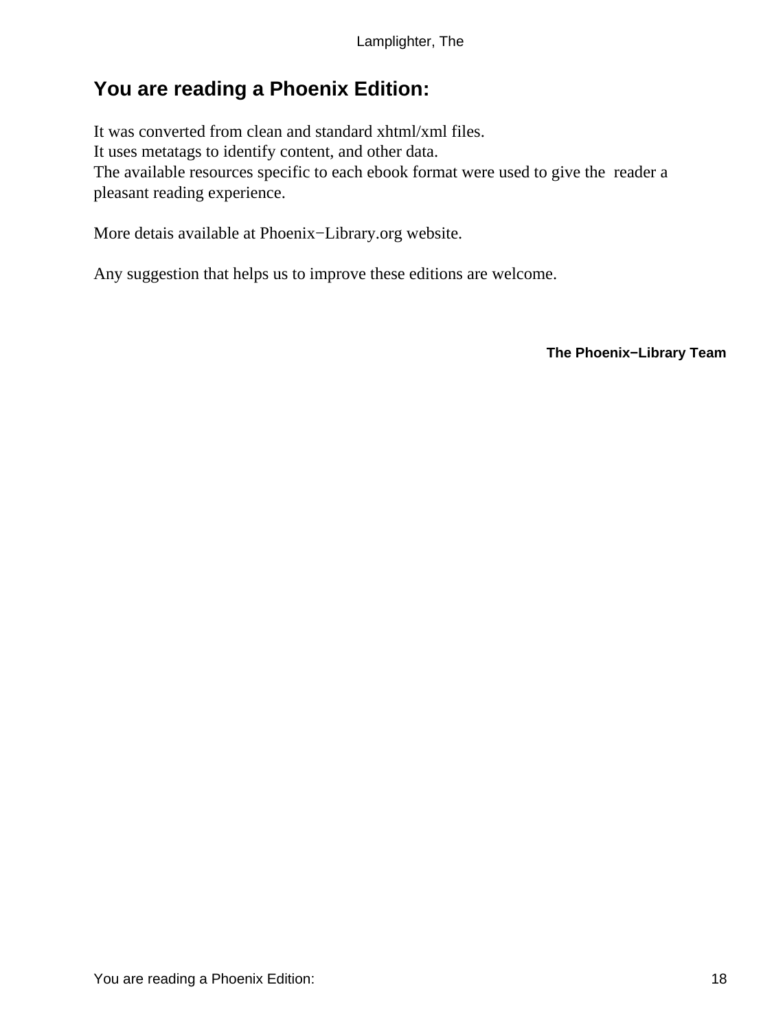## You are reading a Phoenix Edition:

It was converted from clean and standard xhtml/xml files.
It uses metatags to identify content, and other data.
The available resources specific to each ebook format were used to give the reader a pleasant reading experience.

More detais available at Phoenix−Library.org website.

Any suggestion that helps us to improve these editions are welcome.

**The Phoenix−Library Team**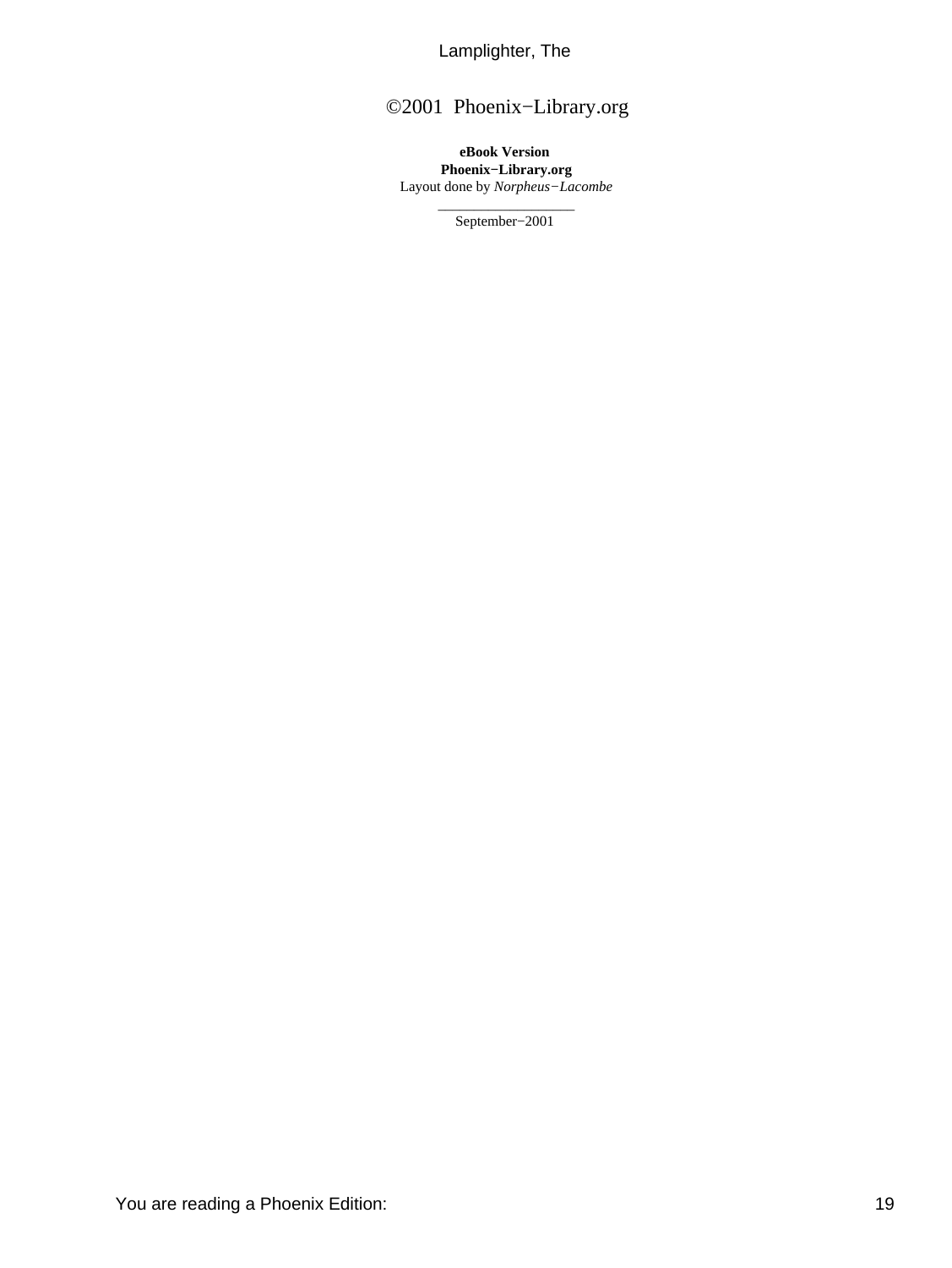©2001 Phoenix−Library.org

**eBook Version**
**Phoenix−Library.org**
Layout done by *Norpheus−Lacombe*

\_\_\_\_\_\_\_\_\_\_\_\_\_\_\_\_\_\_\_\_

September−2001